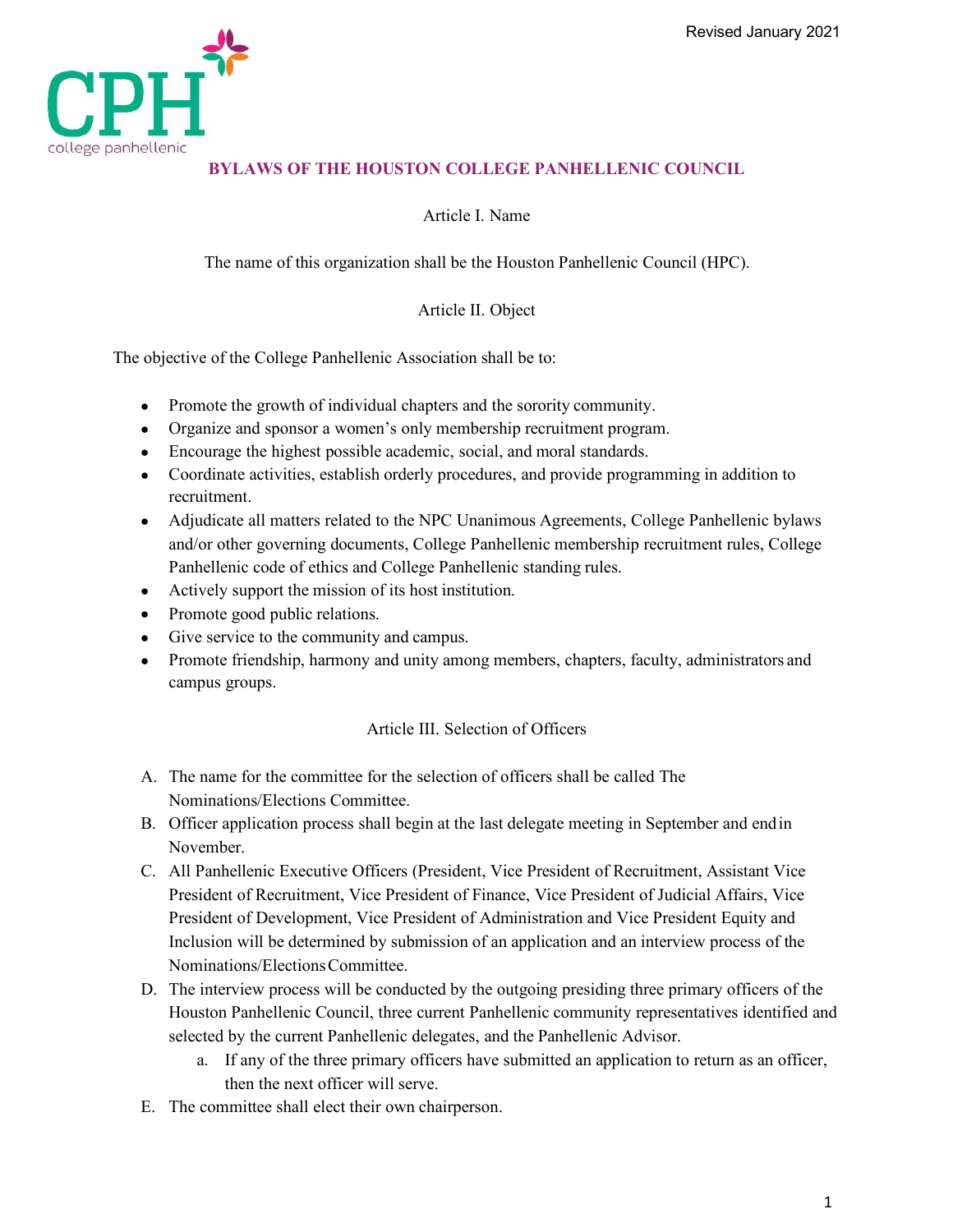Revised January 2021

# BYLAWS OF THE HOUSTON COLLEGE PANHELLENIC COUNCIL

## Article I. Name

The name of this organization shall be the Houston Panhellenic Council (HPC).

## Article II. Object

The objective of the College Panhellenic Association shall be to:

- Promote the growth of individual chapters and the sorority community.
- Organize and sponsor a women's only membership recruitment program.
- Encourage the highest possible academic, social, and moral standards.
- Coordinate activities, establish orderly procedures, and provide programming in addition to recruitment.
- Adjudicate all matters related to the NPC Unanimous Agreements, College Panhellenic bylaws and/or other governing documents, College Panhellenic membership recruitment rules, College Panhellenic code of ethics and College Panhellenic standing rules.
- Actively support the mission of its host institution.
- Promote good public relations.
- Give service to the community and campus.
- Promote friendship, harmony and unity among members, chapters, faculty, administrators and campus groups.

## Article III. Selection of Officers

A. The name for the committee for the selection of officers shall be called The Nominations/Elections Committee.

B. Officer application process shall begin at the last delegate meeting in September and end in November.

C. All Panhellenic Executive Officers (President, Vice President of Recruitment, Assistant Vice President of Recruitment, Vice President of Finance, Vice President of Judicial Affairs, Vice President of Development, Vice President of Administration and Vice President Equity and Inclusion will be determined by submission of an application and an interview process of the Nominations/Elections Committee.

D. The interview process will be conducted by the outgoing presiding three primary officers of the Houston Panhellenic Council, three current Panhellenic community representatives identified and selected by the current Panhellenic delegates, and the Panhellenic Advisor.
   a. If any of the three primary officers have submitted an application to return as an officer, then the next officer will serve.

E. The committee shall elect their own chairperson.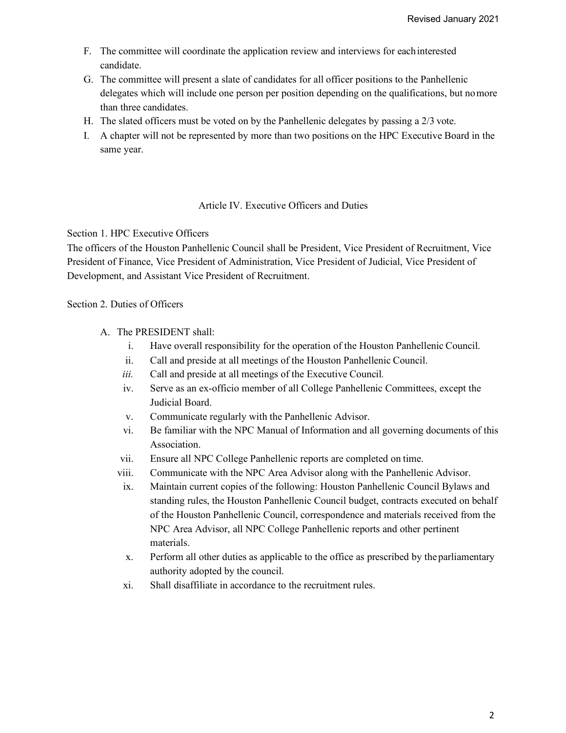F. The committee will coordinate the application review and interviews for each interested candidate.
G. The committee will present a slate of candidates for all officer positions to the Panhellenic delegates which will include one person per position depending on the qualifications, but no more than three candidates.
H. The slated officers must be voted on by the Panhellenic delegates by passing a 2/3 vote.
I. A chapter will not be represented by more than two positions on the HPC Executive Board in the same year.

## Article IV. Executive Officers and Duties

Section 1. HPC Executive Officers

The officers of the Houston Panhellenic Council shall be President, Vice President of Recruitment, Vice President of Finance, Vice President of Administration, Vice President of Judicial, Vice President of Development, and Assistant Vice President of Recruitment.

Section 2. Duties of Officers

A. The PRESIDENT shall:
   i. Have overall responsibility for the operation of the Houston Panhellenic Council.
   ii. Call and preside at all meetings of the Houston Panhellenic Council.
   *iii.* Call and preside at all meetings of the Executive Council.
   iv. Serve as an ex-officio member of all College Panhellenic Committees, except the Judicial Board.
   v. Communicate regularly with the Panhellenic Advisor.
   vi. Be familiar with the NPC Manual of Information and all governing documents of this Association.
   vii. Ensure all NPC College Panhellenic reports are completed on time.
   viii. Communicate with the NPC Area Advisor along with the Panhellenic Advisor.
   ix. Maintain current copies of the following: Houston Panhellenic Council Bylaws and standing rules, the Houston Panhellenic Council budget, contracts executed on behalf of the Houston Panhellenic Council, correspondence and materials received from the NPC Area Advisor, all NPC College Panhellenic reports and other pertinent materials.
   x. Perform all other duties as applicable to the office as prescribed by the parliamentary authority adopted by the council.
   xi. Shall disaffiliate in accordance to the recruitment rules.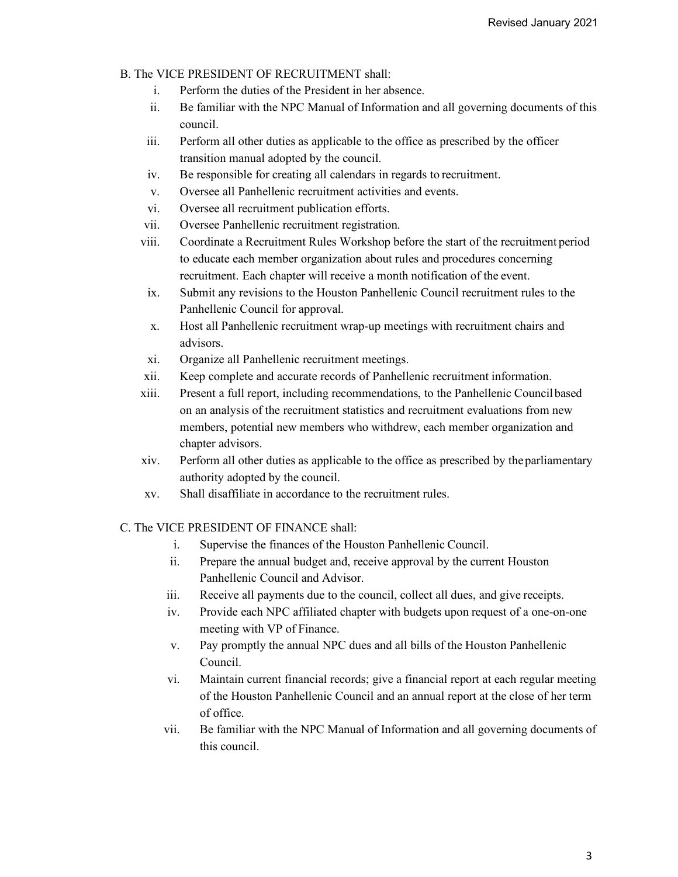B. The VICE PRESIDENT OF RECRUITMENT shall:

- i. Perform the duties of the President in her absence.
- ii. Be familiar with the NPC Manual of Information and all governing documents of this council.
- iii. Perform all other duties as applicable to the office as prescribed by the officer transition manual adopted by the council.
- iv. Be responsible for creating all calendars in regards to recruitment.
- v. Oversee all Panhellenic recruitment activities and events.
- vi. Oversee all recruitment publication efforts.
- vii. Oversee Panhellenic recruitment registration.
- viii. Coordinate a Recruitment Rules Workshop before the start of the recruitment period to educate each member organization about rules and procedures concerning recruitment. Each chapter will receive a month notification of the event.
- ix. Submit any revisions to the Houston Panhellenic Council recruitment rules to the Panhellenic Council for approval.
- x. Host all Panhellenic recruitment wrap-up meetings with recruitment chairs and advisors.
- xi. Organize all Panhellenic recruitment meetings.
- xii. Keep complete and accurate records of Panhellenic recruitment information.
- xiii. Present a full report, including recommendations, to the Panhellenic Council based on an analysis of the recruitment statistics and recruitment evaluations from new members, potential new members who withdrew, each member organization and chapter advisors.
- xiv. Perform all other duties as applicable to the office as prescribed by the parliamentary authority adopted by the council.
- xv. Shall disaffiliate in accordance to the recruitment rules.

C. The VICE PRESIDENT OF FINANCE shall:

- i. Supervise the finances of the Houston Panhellenic Council.
- ii. Prepare the annual budget and, receive approval by the current Houston Panhellenic Council and Advisor.
- iii. Receive all payments due to the council, collect all dues, and give receipts.
- iv. Provide each NPC affiliated chapter with budgets upon request of a one-on-one meeting with VP of Finance.
- v. Pay promptly the annual NPC dues and all bills of the Houston Panhellenic Council.
- vi. Maintain current financial records; give a financial report at each regular meeting of the Houston Panhellenic Council and an annual report at the close of her term of office.
- vii. Be familiar with the NPC Manual of Information and all governing documents of this council.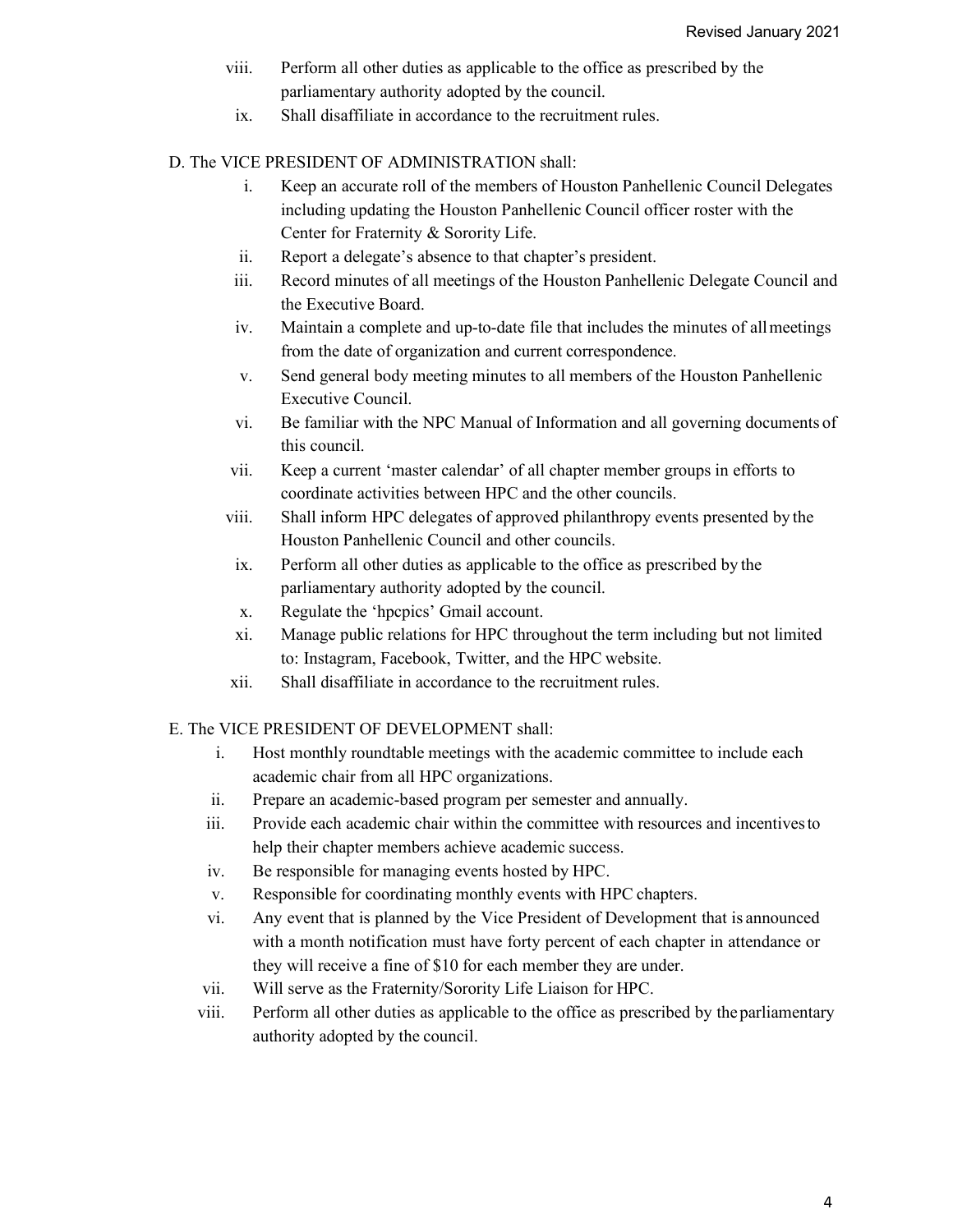viii. Perform all other duties as applicable to the office as prescribed by the parliamentary authority adopted by the council.

ix. Shall disaffiliate in accordance to the recruitment rules.

D. The VICE PRESIDENT OF ADMINISTRATION shall:

i. Keep an accurate roll of the members of Houston Panhellenic Council Delegates including updating the Houston Panhellenic Council officer roster with the Center for Fraternity & Sorority Life.

ii. Report a delegate's absence to that chapter's president.

iii. Record minutes of all meetings of the Houston Panhellenic Delegate Council and the Executive Board.

iv. Maintain a complete and up-to-date file that includes the minutes of all meetings from the date of organization and current correspondence.

v. Send general body meeting minutes to all members of the Houston Panhellenic Executive Council.

vi. Be familiar with the NPC Manual of Information and all governing documents of this council.

vii. Keep a current 'master calendar' of all chapter member groups in efforts to coordinate activities between HPC and the other councils.

viii. Shall inform HPC delegates of approved philanthropy events presented by the Houston Panhellenic Council and other councils.

ix. Perform all other duties as applicable to the office as prescribed by the parliamentary authority adopted by the council.

x. Regulate the 'hpcpics' Gmail account.

xi. Manage public relations for HPC throughout the term including but not limited to: Instagram, Facebook, Twitter, and the HPC website.

xii. Shall disaffiliate in accordance to the recruitment rules.

E. The VICE PRESIDENT OF DEVELOPMENT shall:

i. Host monthly roundtable meetings with the academic committee to include each academic chair from all HPC organizations.

ii. Prepare an academic-based program per semester and annually.

iii. Provide each academic chair within the committee with resources and incentives to help their chapter members achieve academic success.

iv. Be responsible for managing events hosted by HPC.

v. Responsible for coordinating monthly events with HPC chapters.

vi. Any event that is planned by the Vice President of Development that is announced with a month notification must have forty percent of each chapter in attendance or they will receive a fine of $10 for each member they are under.

vii. Will serve as the Fraternity/Sorority Life Liaison for HPC.

viii. Perform all other duties as applicable to the office as prescribed by the parliamentary authority adopted by the council.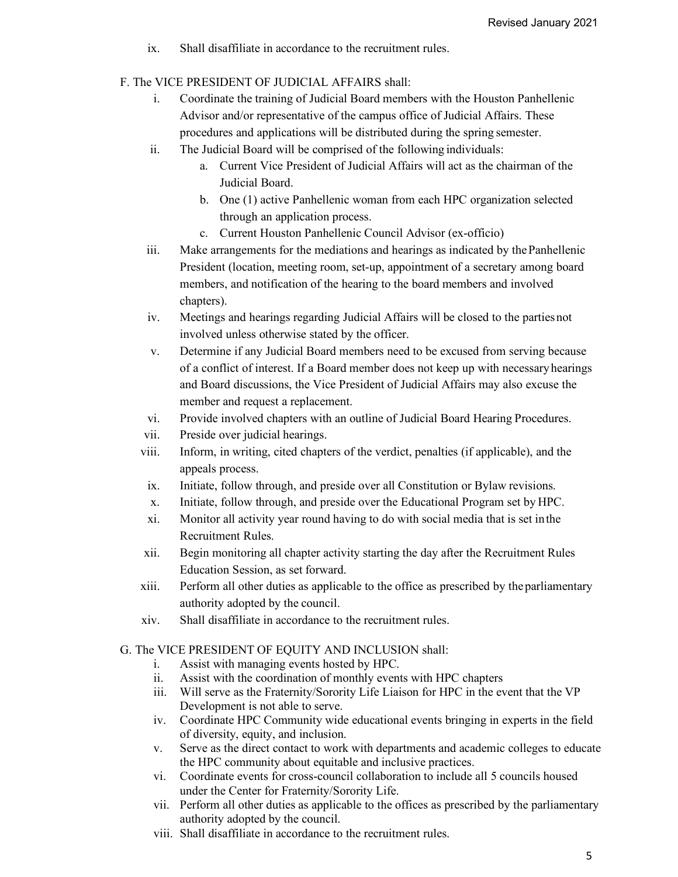ix. Shall disaffiliate in accordance to the recruitment rules.

F. The VICE PRESIDENT OF JUDICIAL AFFAIRS shall:

i. Coordinate the training of Judicial Board members with the Houston Panhellenic Advisor and/or representative of the campus office of Judicial Affairs. These procedures and applications will be distributed during the spring semester.

ii. The Judicial Board will be comprised of the following individuals:

   a. Current Vice President of Judicial Affairs will act as the chairman of the Judicial Board.

   b. One (1) active Panhellenic woman from each HPC organization selected through an application process.

   c. Current Houston Panhellenic Council Advisor (ex-officio)

iii. Make arrangements for the mediations and hearings as indicated by the Panhellenic President (location, meeting room, set-up, appointment of a secretary among board members, and notification of the hearing to the board members and involved chapters).

iv. Meetings and hearings regarding Judicial Affairs will be closed to the parties not involved unless otherwise stated by the officer.

v. Determine if any Judicial Board members need to be excused from serving because of a conflict of interest. If a Board member does not keep up with necessary hearings and Board discussions, the Vice President of Judicial Affairs may also excuse the member and request a replacement.

vi. Provide involved chapters with an outline of Judicial Board Hearing Procedures.

vii. Preside over judicial hearings.

viii. Inform, in writing, cited chapters of the verdict, penalties (if applicable), and the appeals process.

ix. Initiate, follow through, and preside over all Constitution or Bylaw revisions.

x. Initiate, follow through, and preside over the Educational Program set by HPC.

xi. Monitor all activity year round having to do with social media that is set in the Recruitment Rules.

xii. Begin monitoring all chapter activity starting the day after the Recruitment Rules Education Session, as set forward.

xiii. Perform all other duties as applicable to the office as prescribed by the parliamentary authority adopted by the council.

xiv. Shall disaffiliate in accordance to the recruitment rules.

G. The VICE PRESIDENT OF EQUITY AND INCLUSION shall:

i. Assist with managing events hosted by HPC.

ii. Assist with the coordination of monthly events with HPC chapters

iii. Will serve as the Fraternity/Sorority Life Liaison for HPC in the event that the VP Development is not able to serve.

iv. Coordinate HPC Community wide educational events bringing in experts in the field of diversity, equity, and inclusion.

v. Serve as the direct contact to work with departments and academic colleges to educate the HPC community about equitable and inclusive practices.

vi. Coordinate events for cross-council collaboration to include all 5 councils housed under the Center for Fraternity/Sorority Life.

vii. Perform all other duties as applicable to the offices as prescribed by the parliamentary authority adopted by the council.

viii. Shall disaffiliate in accordance to the recruitment rules.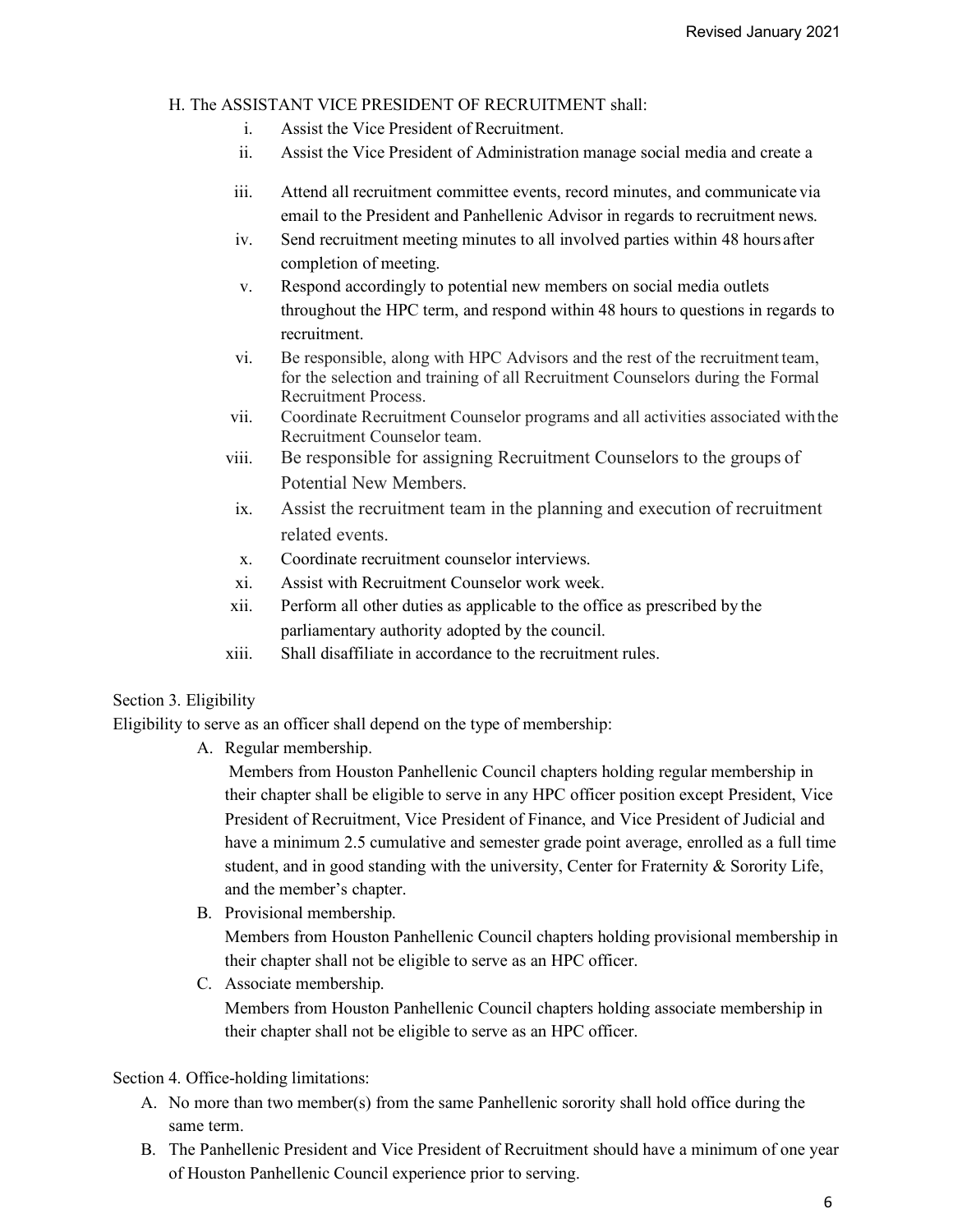H. The ASSISTANT VICE PRESIDENT OF RECRUITMENT shall:

i. Assist the Vice President of Recruitment.
ii. Assist the Vice President of Administration manage social media and create a
iii. Attend all recruitment committee events, record minutes, and communicate via email to the President and Panhellenic Advisor in regards to recruitment news.
iv. Send recruitment meeting minutes to all involved parties within 48 hours after completion of meeting.
v. Respond accordingly to potential new members on social media outlets throughout the HPC term, and respond within 48 hours to questions in regards to recruitment.
vi. Be responsible, along with HPC Advisors and the rest of the recruitment team, for the selection and training of all Recruitment Counselors during the Formal Recruitment Process.
vii. Coordinate Recruitment Counselor programs and all activities associated with the Recruitment Counselor team.
viii. Be responsible for assigning Recruitment Counselors to the groups of Potential New Members.
ix. Assist the recruitment team in the planning and execution of recruitment related events.
x. Coordinate recruitment counselor interviews.
xi. Assist with Recruitment Counselor work week.
xii. Perform all other duties as applicable to the office as prescribed by the parliamentary authority adopted by the council.
xiii. Shall disaffiliate in accordance to the recruitment rules.

Section 3. Eligibility

Eligibility to serve as an officer shall depend on the type of membership:

A. Regular membership.
Members from Houston Panhellenic Council chapters holding regular membership in their chapter shall be eligible to serve in any HPC officer position except President, Vice President of Recruitment, Vice President of Finance, and Vice President of Judicial and have a minimum 2.5 cumulative and semester grade point average, enrolled as a full time student, and in good standing with the university, Center for Fraternity & Sorority Life, and the member's chapter.

B. Provisional membership.
Members from Houston Panhellenic Council chapters holding provisional membership in their chapter shall not be eligible to serve as an HPC officer.

C. Associate membership.
Members from Houston Panhellenic Council chapters holding associate membership in their chapter shall not be eligible to serve as an HPC officer.

Section 4. Office-holding limitations:

A. No more than two member(s) from the same Panhellenic sorority shall hold office during the same term.
B. The Panhellenic President and Vice President of Recruitment should have a minimum of one year of Houston Panhellenic Council experience prior to serving.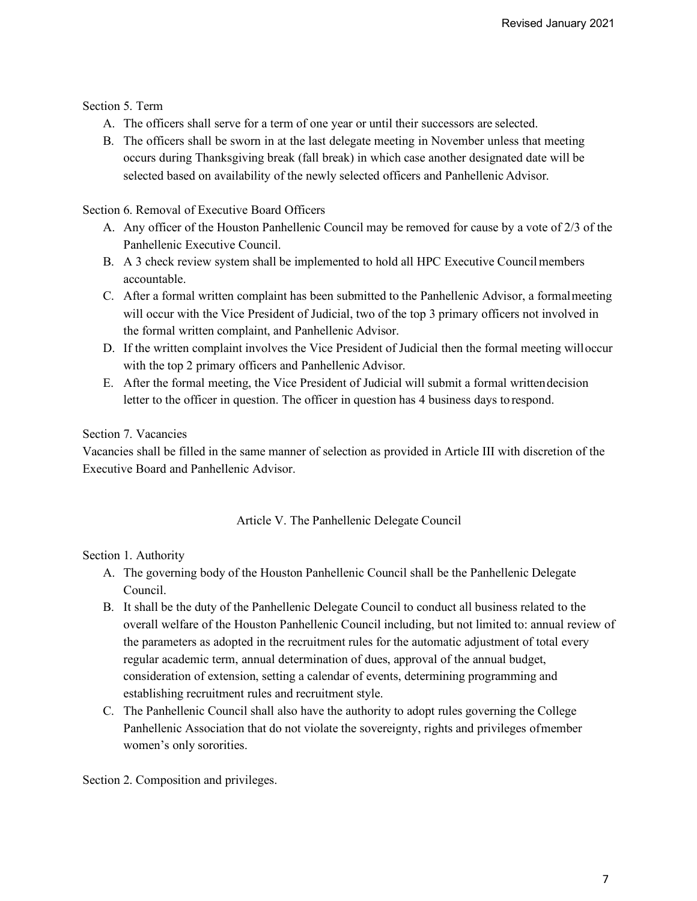Section 5. Term

A. The officers shall serve for a term of one year or until their successors are selected.
B. The officers shall be sworn in at the last delegate meeting in November unless that meeting occurs during Thanksgiving break (fall break) in which case another designated date will be selected based on availability of the newly selected officers and Panhellenic Advisor.

Section 6. Removal of Executive Board Officers

A. Any officer of the Houston Panhellenic Council may be removed for cause by a vote of 2/3 of the Panhellenic Executive Council.
B. A 3 check review system shall be implemented to hold all HPC Executive Council members accountable.
C. After a formal written complaint has been submitted to the Panhellenic Advisor, a formal meeting will occur with the Vice President of Judicial, two of the top 3 primary officers not involved in the formal written complaint, and Panhellenic Advisor.
D. If the written complaint involves the Vice President of Judicial then the formal meeting will occur with the top 2 primary officers and Panhellenic Advisor.
E. After the formal meeting, the Vice President of Judicial will submit a formal written decision letter to the officer in question. The officer in question has 4 business days to respond.

Section 7. Vacancies

Vacancies shall be filled in the same manner of selection as provided in Article III with discretion of the Executive Board and Panhellenic Advisor.

## Article V. The Panhellenic Delegate Council

Section 1. Authority

A. The governing body of the Houston Panhellenic Council shall be the Panhellenic Delegate Council.
B. It shall be the duty of the Panhellenic Delegate Council to conduct all business related to the overall welfare of the Houston Panhellenic Council including, but not limited to: annual review of the parameters as adopted in the recruitment rules for the automatic adjustment of total every regular academic term, annual determination of dues, approval of the annual budget, consideration of extension, setting a calendar of events, determining programming and establishing recruitment rules and recruitment style.
C. The Panhellenic Council shall also have the authority to adopt rules governing the College Panhellenic Association that do not violate the sovereignty, rights and privileges of member women's only sororities.

Section 2. Composition and privileges.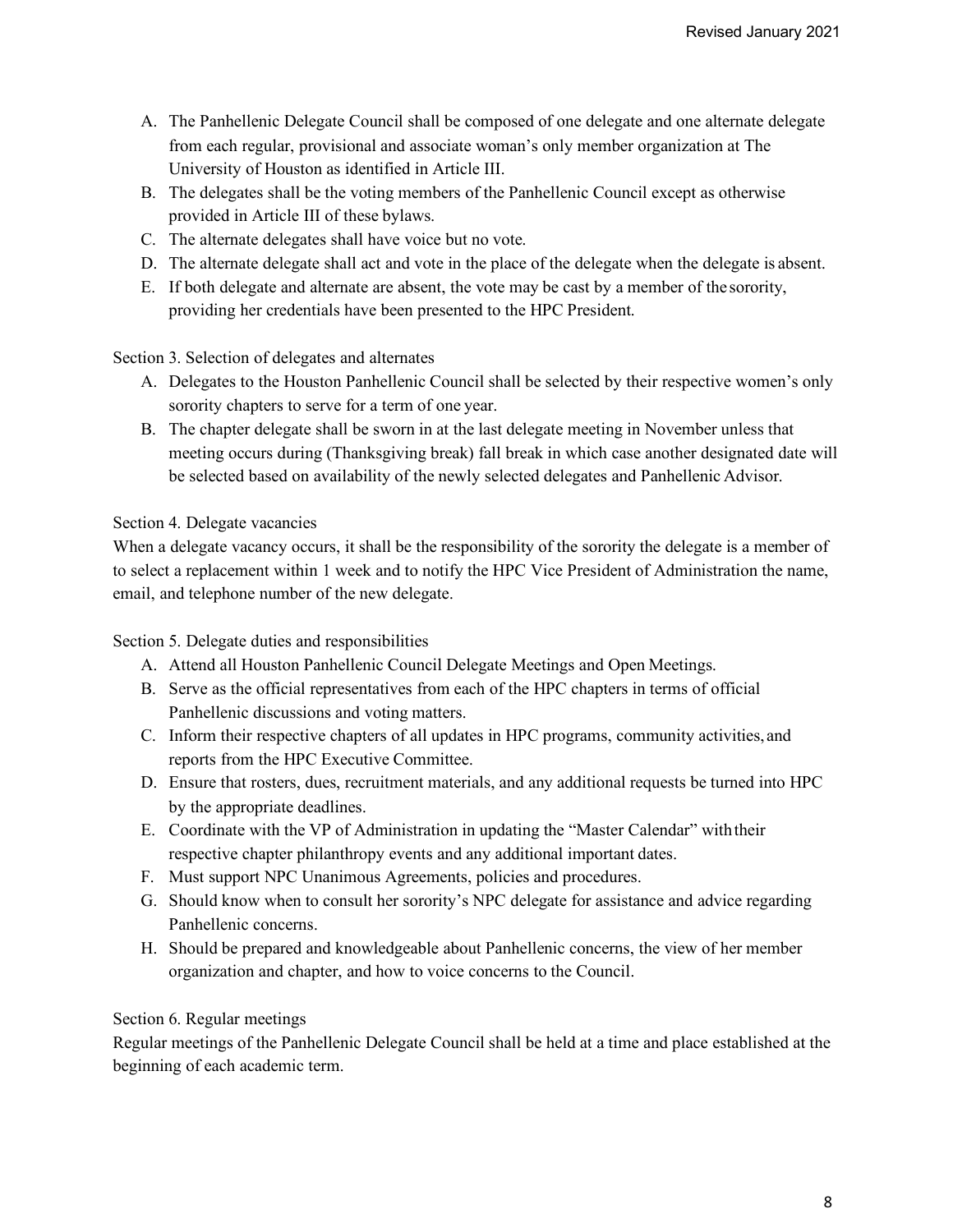A. The Panhellenic Delegate Council shall be composed of one delegate and one alternate delegate from each regular, provisional and associate woman's only member organization at The University of Houston as identified in Article III.
B. The delegates shall be the voting members of the Panhellenic Council except as otherwise provided in Article III of these bylaws.
C. The alternate delegates shall have voice but no vote.
D. The alternate delegate shall act and vote in the place of the delegate when the delegate is absent.
E. If both delegate and alternate are absent, the vote may be cast by a member of the sorority, providing her credentials have been presented to the HPC President.

Section 3. Selection of delegates and alternates

A. Delegates to the Houston Panhellenic Council shall be selected by their respective women's only sorority chapters to serve for a term of one year.
B. The chapter delegate shall be sworn in at the last delegate meeting in November unless that meeting occurs during (Thanksgiving break) fall break in which case another designated date will be selected based on availability of the newly selected delegates and Panhellenic Advisor.

Section 4. Delegate vacancies

When a delegate vacancy occurs, it shall be the responsibility of the sorority the delegate is a member of to select a replacement within 1 week and to notify the HPC Vice President of Administration the name, email, and telephone number of the new delegate.

Section 5. Delegate duties and responsibilities

A. Attend all Houston Panhellenic Council Delegate Meetings and Open Meetings.
B. Serve as the official representatives from each of the HPC chapters in terms of official Panhellenic discussions and voting matters.
C. Inform their respective chapters of all updates in HPC programs, community activities, and reports from the HPC Executive Committee.
D. Ensure that rosters, dues, recruitment materials, and any additional requests be turned into HPC by the appropriate deadlines.
E. Coordinate with the VP of Administration in updating the "Master Calendar" with their respective chapter philanthropy events and any additional important dates.
F. Must support NPC Unanimous Agreements, policies and procedures.
G. Should know when to consult her sorority's NPC delegate for assistance and advice regarding Panhellenic concerns.
H. Should be prepared and knowledgeable about Panhellenic concerns, the view of her member organization and chapter, and how to voice concerns to the Council.

Section 6. Regular meetings

Regular meetings of the Panhellenic Delegate Council shall be held at a time and place established at the beginning of each academic term.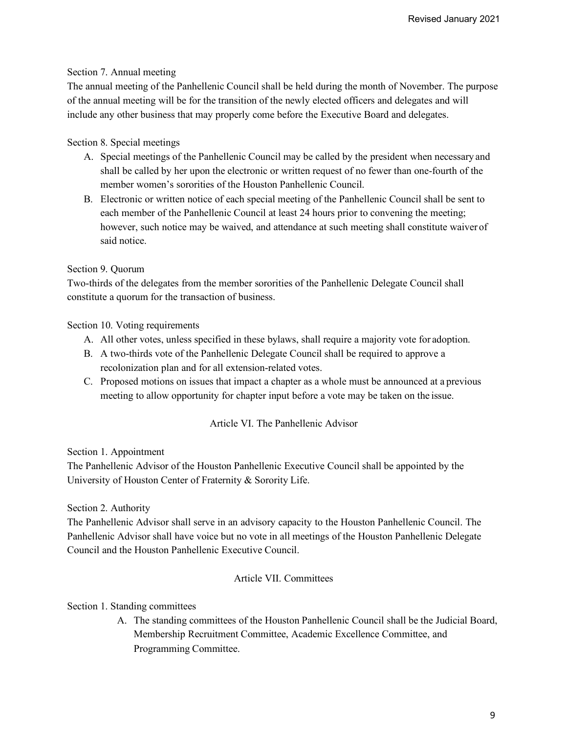Section 7. Annual meeting

The annual meeting of the Panhellenic Council shall be held during the month of November. The purpose of the annual meeting will be for the transition of the newly elected officers and delegates and will include any other business that may properly come before the Executive Board and delegates.

Section 8. Special meetings

A. Special meetings of the Panhellenic Council may be called by the president when necessary and shall be called by her upon the electronic or written request of no fewer than one-fourth of the member women's sororities of the Houston Panhellenic Council.
B. Electronic or written notice of each special meeting of the Panhellenic Council shall be sent to each member of the Panhellenic Council at least 24 hours prior to convening the meeting; however, such notice may be waived, and attendance at such meeting shall constitute waiver of said notice.

Section 9. Quorum

Two-thirds of the delegates from the member sororities of the Panhellenic Delegate Council shall constitute a quorum for the transaction of business.

Section 10. Voting requirements

A. All other votes, unless specified in these bylaws, shall require a majority vote for adoption.
B. A two-thirds vote of the Panhellenic Delegate Council shall be required to approve a recolonization plan and for all extension-related votes.
C. Proposed motions on issues that impact a chapter as a whole must be announced at a previous meeting to allow opportunity for chapter input before a vote may be taken on the issue.

## Article VI. The Panhellenic Advisor

Section 1. Appointment

The Panhellenic Advisor of the Houston Panhellenic Executive Council shall be appointed by the University of Houston Center of Fraternity & Sorority Life.

Section 2. Authority

The Panhellenic Advisor shall serve in an advisory capacity to the Houston Panhellenic Council. The Panhellenic Advisor shall have voice but no vote in all meetings of the Houston Panhellenic Delegate Council and the Houston Panhellenic Executive Council.

## Article VII. Committees

Section 1. Standing committees

A. The standing committees of the Houston Panhellenic Council shall be the Judicial Board, Membership Recruitment Committee, Academic Excellence Committee, and Programming Committee.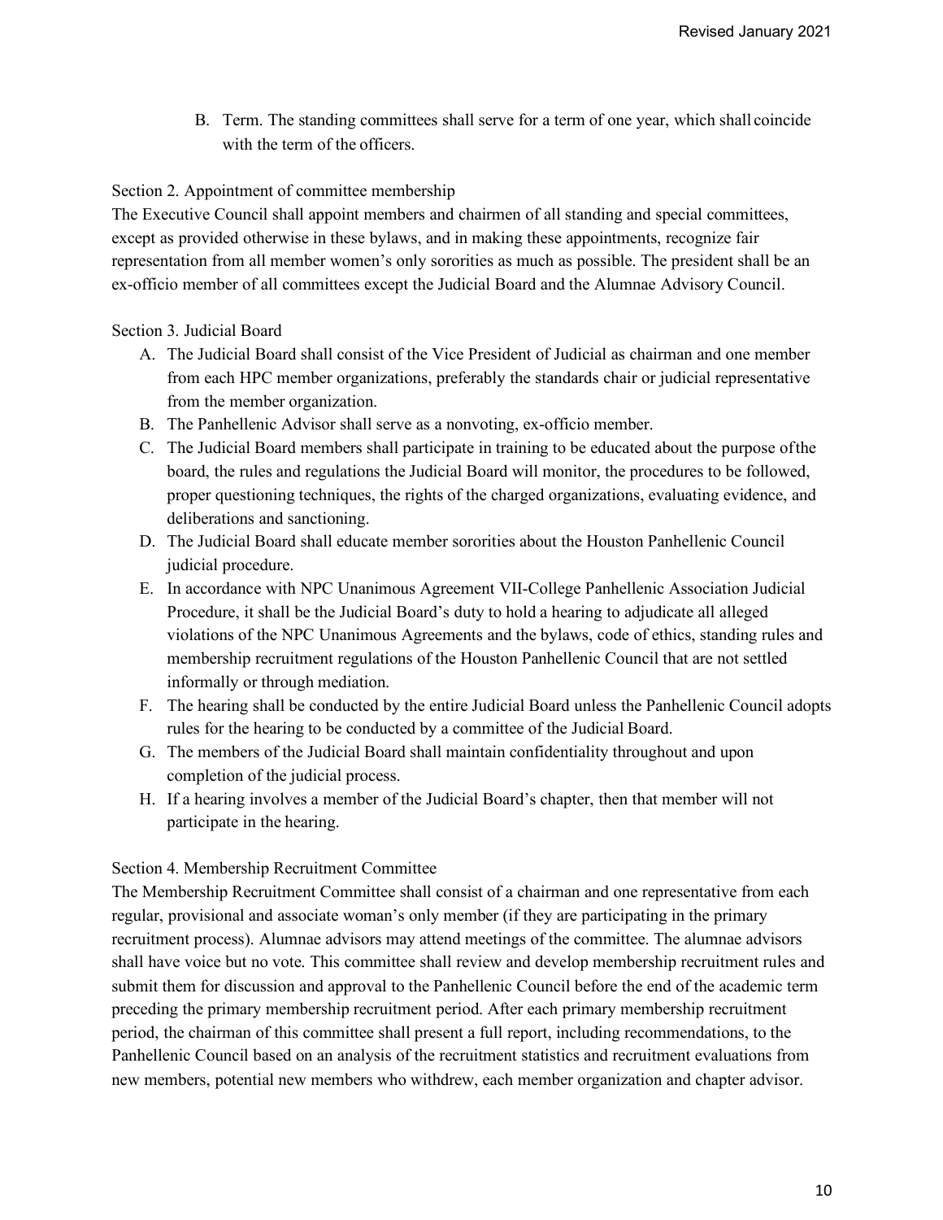B. Term. The standing committees shall serve for a term of one year, which shall coincide with the term of the officers.

Section 2. Appointment of committee membership

The Executive Council shall appoint members and chairmen of all standing and special committees, except as provided otherwise in these bylaws, and in making these appointments, recognize fair representation from all member women's only sororities as much as possible. The president shall be an ex-officio member of all committees except the Judicial Board and the Alumnae Advisory Council.

Section 3. Judicial Board

A. The Judicial Board shall consist of the Vice President of Judicial as chairman and one member from each HPC member organizations, preferably the standards chair or judicial representative from the member organization.
B. The Panhellenic Advisor shall serve as a nonvoting, ex-officio member.
C. The Judicial Board members shall participate in training to be educated about the purpose of the board, the rules and regulations the Judicial Board will monitor, the procedures to be followed, proper questioning techniques, the rights of the charged organizations, evaluating evidence, and deliberations and sanctioning.
D. The Judicial Board shall educate member sororities about the Houston Panhellenic Council judicial procedure.
E. In accordance with NPC Unanimous Agreement VII-College Panhellenic Association Judicial Procedure, it shall be the Judicial Board's duty to hold a hearing to adjudicate all alleged violations of the NPC Unanimous Agreements and the bylaws, code of ethics, standing rules and membership recruitment regulations of the Houston Panhellenic Council that are not settled informally or through mediation.
F. The hearing shall be conducted by the entire Judicial Board unless the Panhellenic Council adopts rules for the hearing to be conducted by a committee of the Judicial Board.
G. The members of the Judicial Board shall maintain confidentiality throughout and upon completion of the judicial process.
H. If a hearing involves a member of the Judicial Board's chapter, then that member will not participate in the hearing.

Section 4. Membership Recruitment Committee

The Membership Recruitment Committee shall consist of a chairman and one representative from each regular, provisional and associate woman's only member (if they are participating in the primary recruitment process). Alumnae advisors may attend meetings of the committee. The alumnae advisors shall have voice but no vote. This committee shall review and develop membership recruitment rules and submit them for discussion and approval to the Panhellenic Council before the end of the academic term preceding the primary membership recruitment period. After each primary membership recruitment period, the chairman of this committee shall present a full report, including recommendations, to the Panhellenic Council based on an analysis of the recruitment statistics and recruitment evaluations from new members, potential new members who withdrew, each member organization and chapter advisor.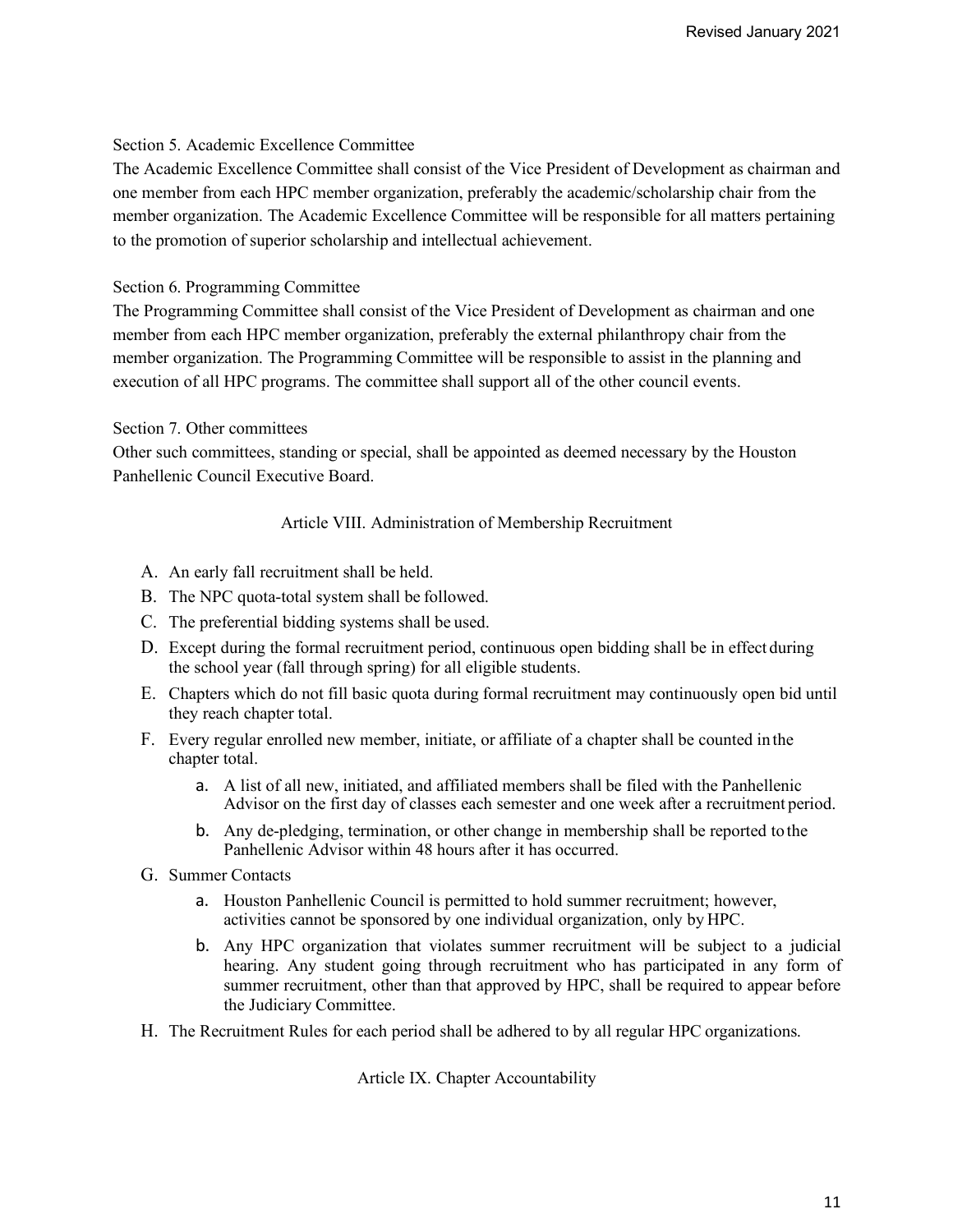Section 5. Academic Excellence Committee

The Academic Excellence Committee shall consist of the Vice President of Development as chairman and one member from each HPC member organization, preferably the academic/scholarship chair from the member organization. The Academic Excellence Committee will be responsible for all matters pertaining to the promotion of superior scholarship and intellectual achievement.

Section 6. Programming Committee

The Programming Committee shall consist of the Vice President of Development as chairman and one member from each HPC member organization, preferably the external philanthropy chair from the member organization. The Programming Committee will be responsible to assist in the planning and execution of all HPC programs. The committee shall support all of the other council events.

Section 7. Other committees

Other such committees, standing or special, shall be appointed as deemed necessary by the Houston Panhellenic Council Executive Board.

## Article VIII. Administration of Membership Recruitment

A. An early fall recruitment shall be held.

B. The NPC quota-total system shall be followed.

C. The preferential bidding systems shall be used.

D. Except during the formal recruitment period, continuous open bidding shall be in effect during the school year (fall through spring) for all eligible students.

E. Chapters which do not fill basic quota during formal recruitment may continuously open bid until they reach chapter total.

F. Every regular enrolled new member, initiate, or affiliate of a chapter shall be counted in the chapter total.

   a. A list of all new, initiated, and affiliated members shall be filed with the Panhellenic Advisor on the first day of classes each semester and one week after a recruitment period.

   b. Any de-pledging, termination, or other change in membership shall be reported to the Panhellenic Advisor within 48 hours after it has occurred.

G. Summer Contacts

   a. Houston Panhellenic Council is permitted to hold summer recruitment; however, activities cannot be sponsored by one individual organization, only by HPC.

   b. Any HPC organization that violates summer recruitment will be subject to a judicial hearing. Any student going through recruitment who has participated in any form of summer recruitment, other than that approved by HPC, shall be required to appear before the Judiciary Committee.

H. The Recruitment Rules for each period shall be adhered to by all regular HPC organizations.

## Article IX. Chapter Accountability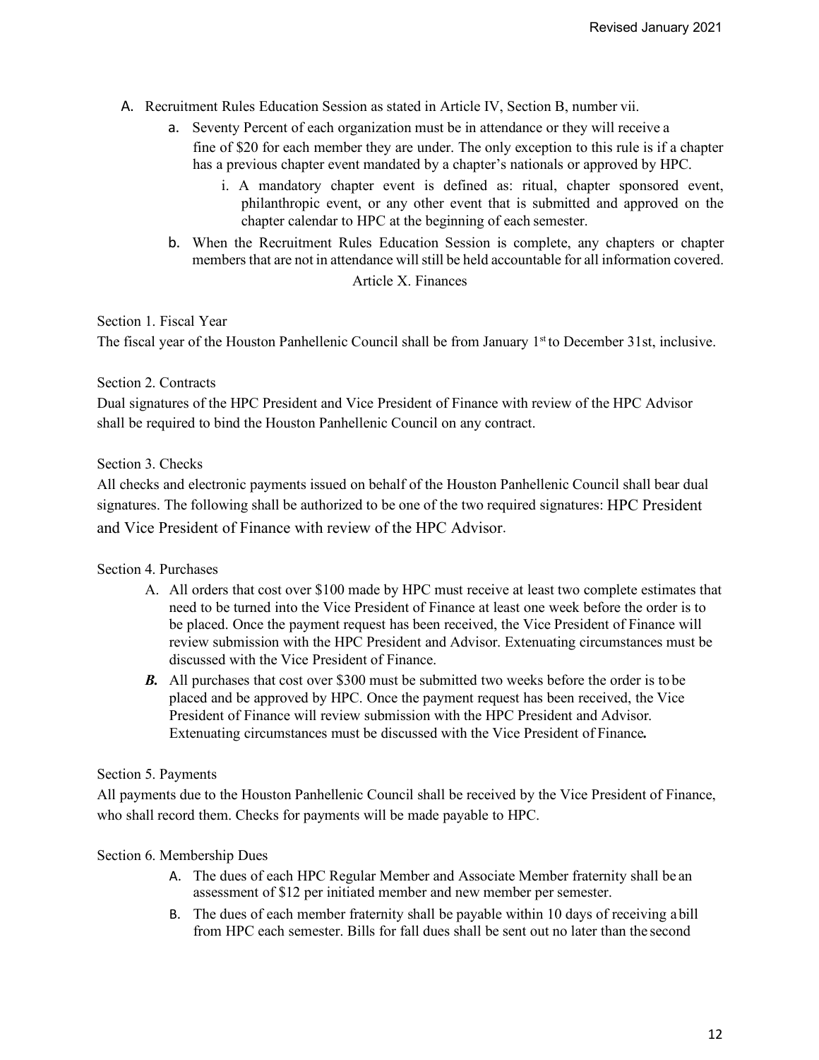A. Recruitment Rules Education Session as stated in Article IV, Section B, number vii.
    a. Seventy Percent of each organization must be in attendance or they will receive a fine of $20 for each member they are under. The only exception to this rule is if a chapter has a previous chapter event mandated by a chapter's nationals or approved by HPC.
        i. A mandatory chapter event is defined as: ritual, chapter sponsored event, philanthropic event, or any other event that is submitted and approved on the chapter calendar to HPC at the beginning of each semester.
    b. When the Recruitment Rules Education Session is complete, any chapters or chapter members that are not in attendance will still be held accountable for all information covered.

## Article X. Finances

Section 1. Fiscal Year

The fiscal year of the Houston Panhellenic Council shall be from January 1st to December 31st, inclusive.

Section 2. Contracts

Dual signatures of the HPC President and Vice President of Finance with review of the HPC Advisor shall be required to bind the Houston Panhellenic Council on any contract.

Section 3. Checks

All checks and electronic payments issued on behalf of the Houston Panhellenic Council shall bear dual signatures. The following shall be authorized to be one of the two required signatures: HPC President and Vice President of Finance with review of the HPC Advisor.

Section 4. Purchases

A. All orders that cost over $100 made by HPC must receive at least two complete estimates that need to be turned into the Vice President of Finance at least one week before the order is to be placed. Once the payment request has been received, the Vice President of Finance will review submission with the HPC President and Advisor. Extenuating circumstances must be discussed with the Vice President of Finance.

***B.*** All purchases that cost over $300 must be submitted two weeks before the order is to be placed and be approved by HPC. Once the payment request has been received, the Vice President of Finance will review submission with the HPC President and Advisor. Extenuating circumstances must be discussed with the Vice President of Finance***.***

Section 5. Payments

All payments due to the Houston Panhellenic Council shall be received by the Vice President of Finance, who shall record them. Checks for payments will be made payable to HPC.

Section 6. Membership Dues

A. The dues of each HPC Regular Member and Associate Member fraternity shall be an assessment of $12 per initiated member and new member per semester.

B. The dues of each member fraternity shall be payable within 10 days of receiving a bill from HPC each semester. Bills for fall dues shall be sent out no later than the second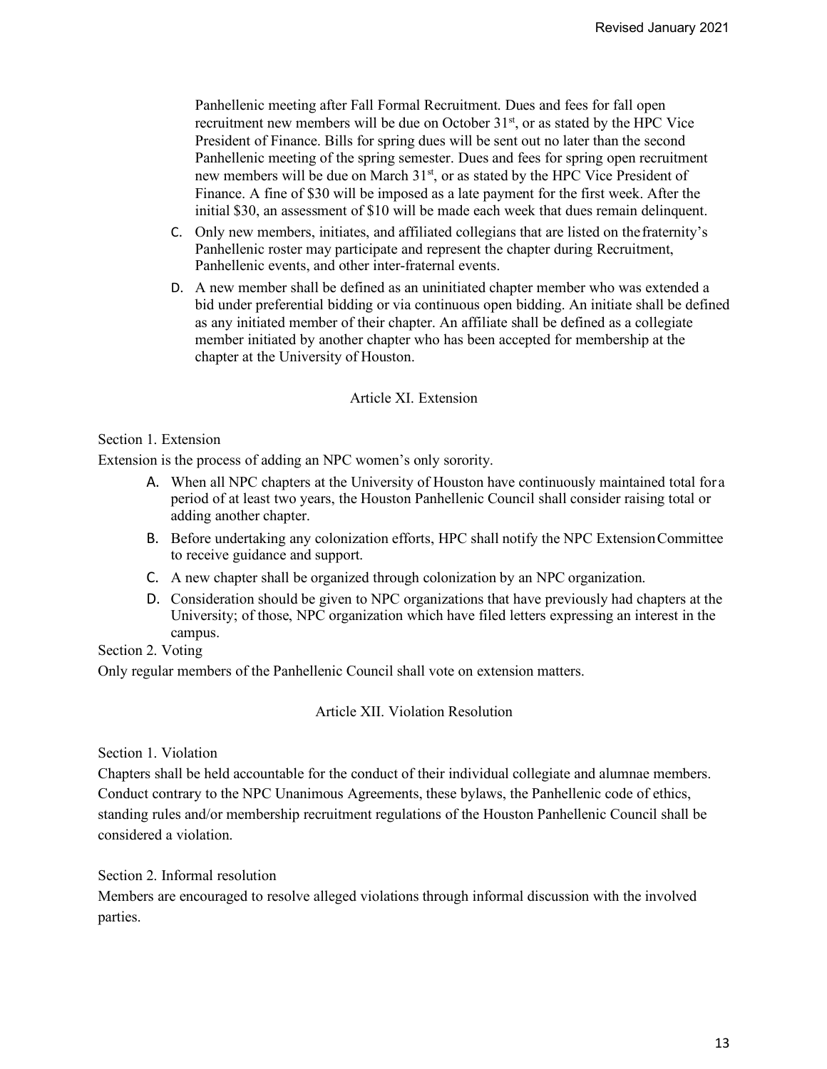Panhellenic meeting after Fall Formal Recruitment. Dues and fees for fall open recruitment new members will be due on October 31st, or as stated by the HPC Vice President of Finance. Bills for spring dues will be sent out no later than the second Panhellenic meeting of the spring semester. Dues and fees for spring open recruitment new members will be due on March 31st, or as stated by the HPC Vice President of Finance. A fine of $30 will be imposed as a late payment for the first week. After the initial $30, an assessment of $10 will be made each week that dues remain delinquent.

C. Only new members, initiates, and affiliated collegians that are listed on the fraternity's Panhellenic roster may participate and represent the chapter during Recruitment, Panhellenic events, and other inter-fraternal events.

D. A new member shall be defined as an uninitiated chapter member who was extended a bid under preferential bidding or via continuous open bidding. An initiate shall be defined as any initiated member of their chapter. An affiliate shall be defined as a collegiate member initiated by another chapter who has been accepted for membership at the chapter at the University of Houston.

## Article XI. Extension

Section 1. Extension

Extension is the process of adding an NPC women's only sorority.

A. When all NPC chapters at the University of Houston have continuously maintained total for a period of at least two years, the Houston Panhellenic Council shall consider raising total or adding another chapter.

B. Before undertaking any colonization efforts, HPC shall notify the NPC Extension Committee to receive guidance and support.

C. A new chapter shall be organized through colonization by an NPC organization.

D. Consideration should be given to NPC organizations that have previously had chapters at the University; of those, NPC organization which have filed letters expressing an interest in the campus.

Section 2. Voting

Only regular members of the Panhellenic Council shall vote on extension matters.

## Article XII. Violation Resolution

Section 1. Violation

Chapters shall be held accountable for the conduct of their individual collegiate and alumnae members. Conduct contrary to the NPC Unanimous Agreements, these bylaws, the Panhellenic code of ethics, standing rules and/or membership recruitment regulations of the Houston Panhellenic Council shall be considered a violation.

Section 2. Informal resolution

Members are encouraged to resolve alleged violations through informal discussion with the involved parties.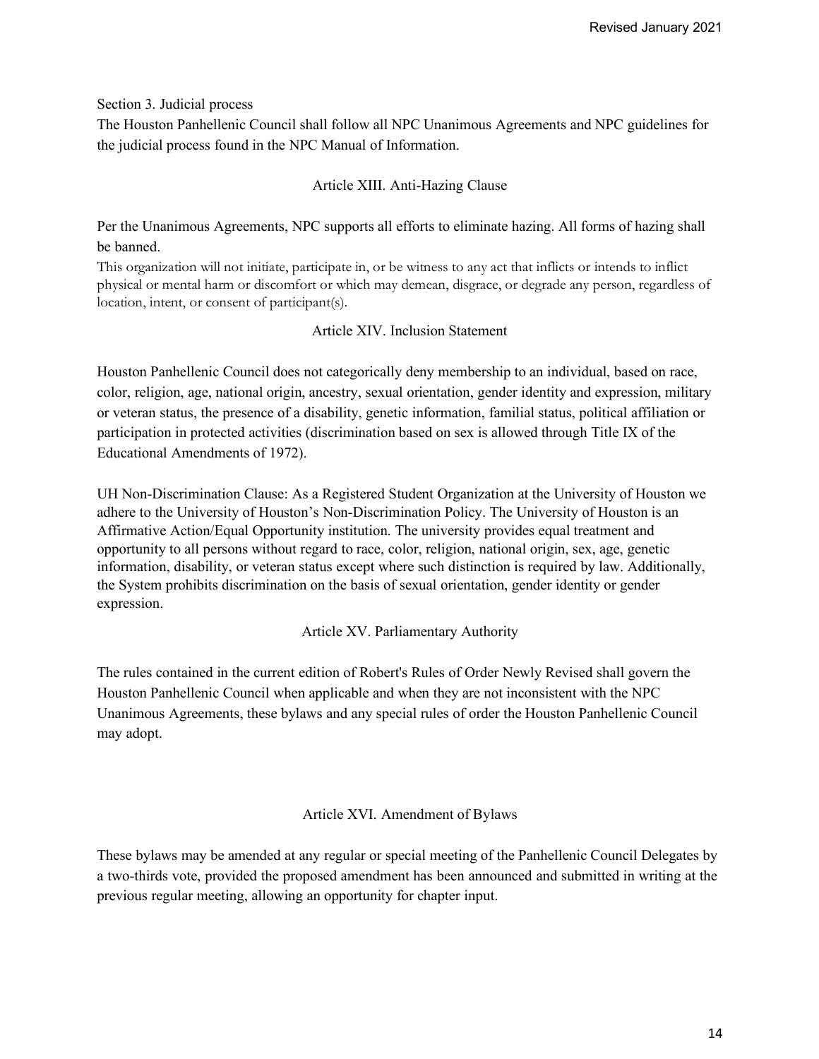Section 3. Judicial process

The Houston Panhellenic Council shall follow all NPC Unanimous Agreements and NPC guidelines for the judicial process found in the NPC Manual of Information.

## Article XIII. Anti-Hazing Clause

Per the Unanimous Agreements, NPC supports all efforts to eliminate hazing. All forms of hazing shall be banned.

This organization will not initiate, participate in, or be witness to any act that inflicts or intends to inflict physical or mental harm or discomfort or which may demean, disgrace, or degrade any person, regardless of location, intent, or consent of participant(s).

## Article XIV. Inclusion Statement

Houston Panhellenic Council does not categorically deny membership to an individual, based on race, color, religion, age, national origin, ancestry, sexual orientation, gender identity and expression, military or veteran status, the presence of a disability, genetic information, familial status, political affiliation or participation in protected activities (discrimination based on sex is allowed through Title IX of the Educational Amendments of 1972).

UH Non-Discrimination Clause: As a Registered Student Organization at the University of Houston we adhere to the University of Houston's Non-Discrimination Policy. The University of Houston is an Affirmative Action/Equal Opportunity institution. The university provides equal treatment and opportunity to all persons without regard to race, color, religion, national origin, sex, age, genetic information, disability, or veteran status except where such distinction is required by law. Additionally, the System prohibits discrimination on the basis of sexual orientation, gender identity or gender expression.

## Article XV. Parliamentary Authority

The rules contained in the current edition of Robert's Rules of Order Newly Revised shall govern the Houston Panhellenic Council when applicable and when they are not inconsistent with the NPC Unanimous Agreements, these bylaws and any special rules of order the Houston Panhellenic Council may adopt.

## Article XVI. Amendment of Bylaws

These bylaws may be amended at any regular or special meeting of the Panhellenic Council Delegates by a two-thirds vote, provided the proposed amendment has been announced and submitted in writing at the previous regular meeting, allowing an opportunity for chapter input.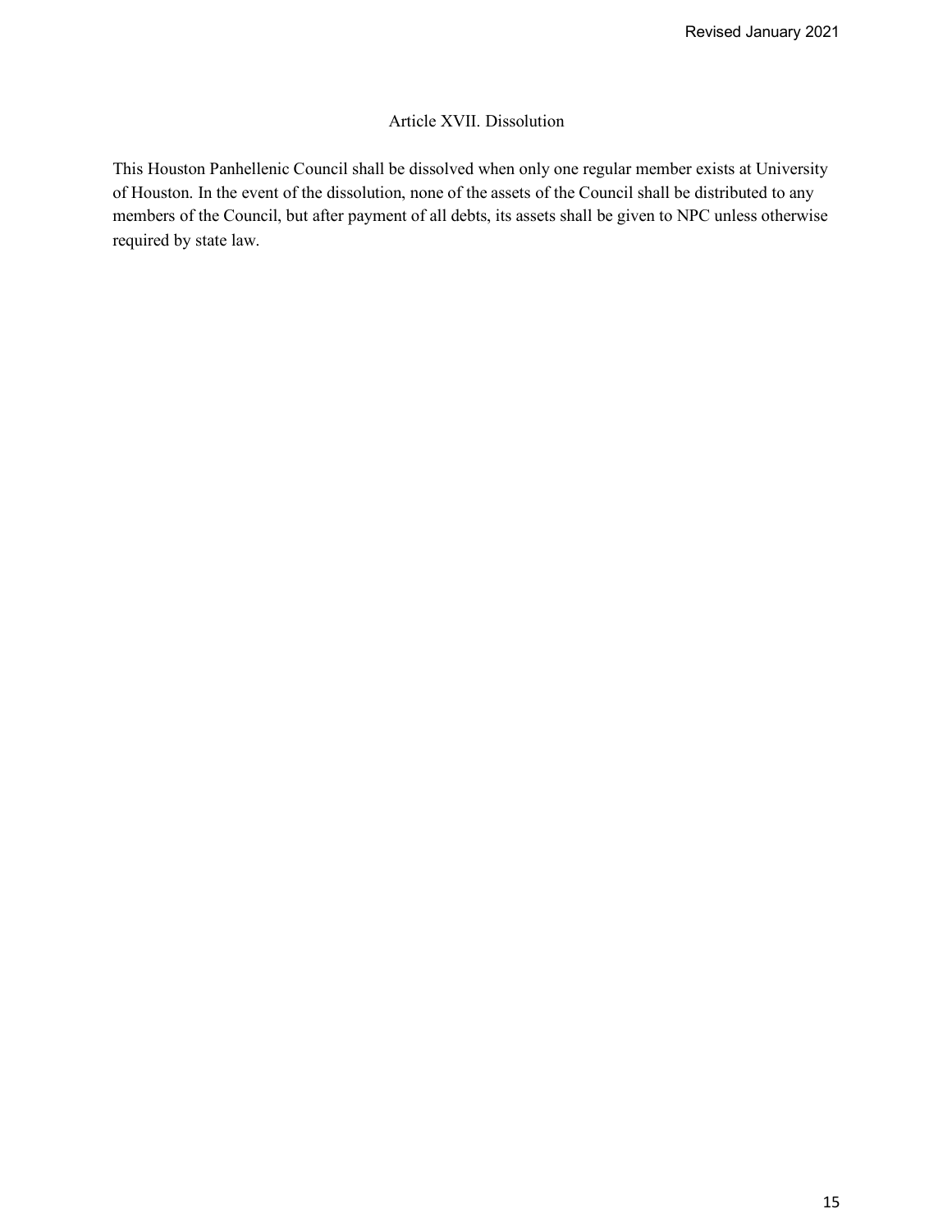## Article XVII. Dissolution

This Houston Panhellenic Council shall be dissolved when only one regular member exists at University of Houston. In the event of the dissolution, none of the assets of the Council shall be distributed to any members of the Council, but after payment of all debts, its assets shall be given to NPC unless otherwise required by state law.